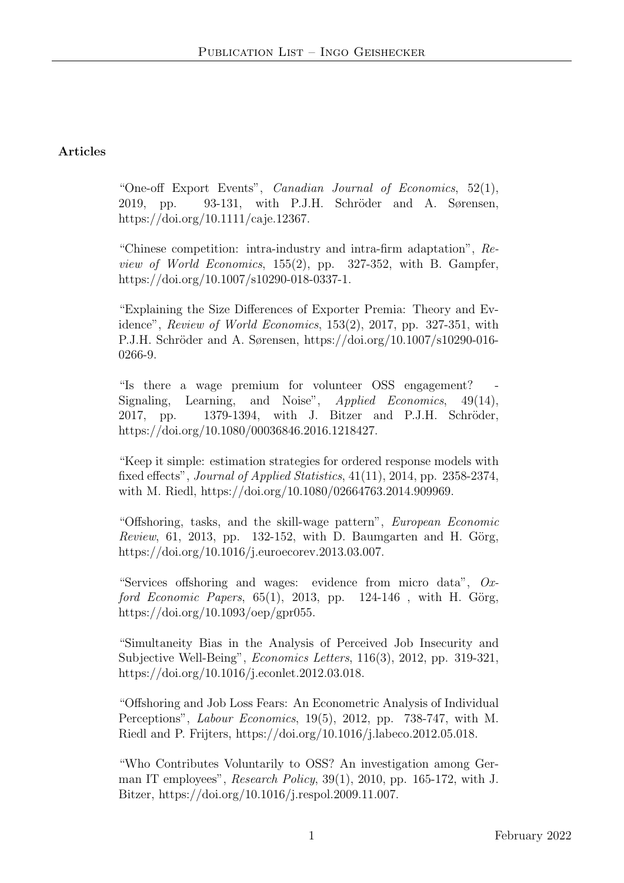**Articles**

"One-off Export Events", *Canadian Journal of Economics*, 52(1), 2019, pp. 93-131, with P.J.H. Schröder and A. Sørensen, https://doi.org/10.1111/caje.12367.

"Chinese competition: intra-industry and intra-firm adaptation", *Review of World Economics*, 155(2), pp. 327-352, with B. Gampfer, https://doi.org/10.1007/s10290-018-0337-1.

"Explaining the Size Differences of Exporter Premia: Theory and Evidence", *Review of World Economics*, 153(2), 2017, pp. 327-351, with P.J.H. Schröder and A. Sørensen, https://doi.org/10.1007/s10290-016-0266-9.

"Is there a wage premium for volunteer OSS engagement? - Signaling, Learning, and Noise", *Applied Economics*, 49(14), 2017, pp. 1379-1394, with J. Bitzer and P.J.H. Schröder, https://doi.org/10.1080/00036846.2016.1218427.

"Keep it simple: estimation strategies for ordered response models with fixed effects", *Journal of Applied Statistics*, 41(11), 2014, pp. 2358-2374, with M. Riedl, https://doi.org/10.1080/02664763.2014.909969.

"Offshoring, tasks, and the skill-wage pattern", *European Economic Review*, 61, 2013, pp. 132-152, with D. Baumgarten and H. Görg, https://doi.org/10.1016/j.euroecorev.2013.03.007.

"Services offshoring and wages: evidence from micro data", *Oxford Economic Papers*, 65(1), 2013, pp. 124-146 , with H. Görg, https://doi.org/10.1093/oep/gpr055.

"Simultaneity Bias in the Analysis of Perceived Job Insecurity and Subjective Well-Being", *Economics Letters*, 116(3), 2012, pp. 319-321, https://doi.org/10.1016/j.econlet.2012.03.018.

"Offshoring and Job Loss Fears: An Econometric Analysis of Individual Perceptions", *Labour Economics*, 19(5), 2012, pp. 738-747, with M. Riedl and P. Frijters, https://doi.org/10.1016/j.labeco.2012.05.018.

"Who Contributes Voluntarily to OSS? An investigation among German IT employees", *Research Policy*, 39(1), 2010, pp. 165-172, with J. Bitzer, https://doi.org/10.1016/j.respol.2009.11.007.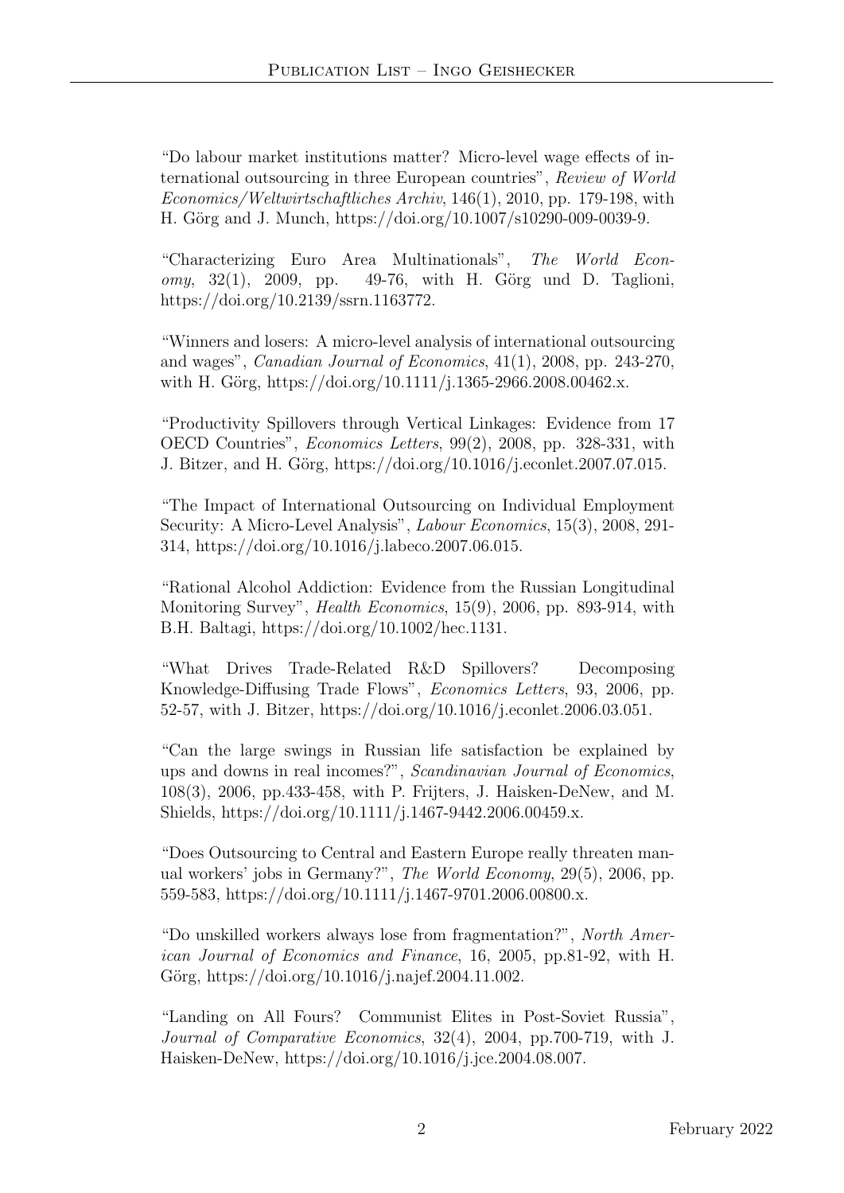"Do labour market institutions matter? Micro-level wage effects of international outsourcing in three European countries", *Review of World Economics/Weltwirtschaftliches Archiv*, 146(1), 2010, pp. 179-198, with H. Görg and J. Munch, https://doi.org/10.1007/s10290-009-0039-9.

"Characterizing Euro Area Multinationals", *The World Economy*, 32(1), 2009, pp. 49-76, with H. Görg und D. Taglioni, https://doi.org/10.2139/ssrn.1163772.

"Winners and losers: A micro-level analysis of international outsourcing and wages", *Canadian Journal of Economics*, 41(1), 2008, pp. 243-270, with H. Görg, https://doi.org/10.1111/j.1365-2966.2008.00462.x.

"Productivity Spillovers through Vertical Linkages: Evidence from 17 OECD Countries", *Economics Letters*, 99(2), 2008, pp. 328-331, with J. Bitzer, and H. Görg, https://doi.org/10.1016/j.econlet.2007.07.015.

"The Impact of International Outsourcing on Individual Employment Security: A Micro-Level Analysis", *Labour Economics*, 15(3), 2008, 291-314, https://doi.org/10.1016/j.labeco.2007.06.015.

"Rational Alcohol Addiction: Evidence from the Russian Longitudinal Monitoring Survey", *Health Economics*, 15(9), 2006, pp. 893-914, with B.H. Baltagi, https://doi.org/10.1002/hec.1131.

"What Drives Trade-Related R&D Spillovers? Decomposing Knowledge-Diffusing Trade Flows", *Economics Letters*, 93, 2006, pp. 52-57, with J. Bitzer, https://doi.org/10.1016/j.econlet.2006.03.051.

"Can the large swings in Russian life satisfaction be explained by ups and downs in real incomes?", *Scandinavian Journal of Economics*, 108(3), 2006, pp.433-458, with P. Frijters, J. Haisken-DeNew, and M. Shields, https://doi.org/10.1111/j.1467-9442.2006.00459.x.

"Does Outsourcing to Central and Eastern Europe really threaten manual workers' jobs in Germany?", *The World Economy*, 29(5), 2006, pp. 559-583, https://doi.org/10.1111/j.1467-9701.2006.00800.x.

"Do unskilled workers always lose from fragmentation?", *North American Journal of Economics and Finance*, 16, 2005, pp.81-92, with H. Görg, https://doi.org/10.1016/j.najef.2004.11.002.

"Landing on All Fours? Communist Elites in Post-Soviet Russia", *Journal of Comparative Economics*, 32(4), 2004, pp.700-719, with J. Haisken-DeNew, https://doi.org/10.1016/j.jce.2004.08.007.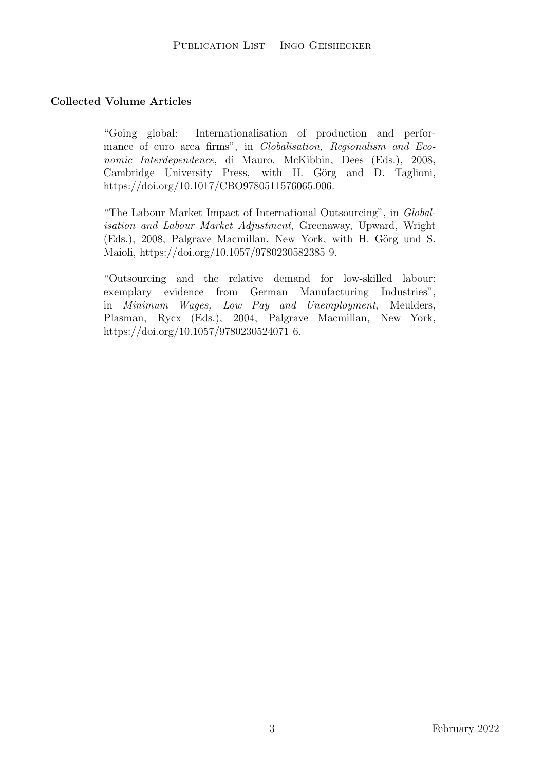### Collected Volume Articles

"Going global: Internationalisation of production and performance of euro area firms", in *Globalisation, Regionalism and Economic Interdependence*, di Mauro, McKibbin, Dees (Eds.), 2008, Cambridge University Press, with H. Görg and D. Taglioni, https://doi.org/10.1017/CBO9780511576065.006.

"The Labour Market Impact of International Outsourcing", in *Globalisation and Labour Market Adjustment*, Greenaway, Upward, Wright (Eds.), 2008, Palgrave Macmillan, New York, with H. Görg und S. Maioli, https://doi.org/10.1057/9780230582385_9.

"Outsourcing and the relative demand for low-skilled labour: exemplary evidence from German Manufacturing Industries", in *Minimum Wages, Low Pay and Unemployment*, Meulders, Plasman, Rycx (Eds.), 2004, Palgrave Macmillan, New York, https://doi.org/10.1057/9780230524071_6.